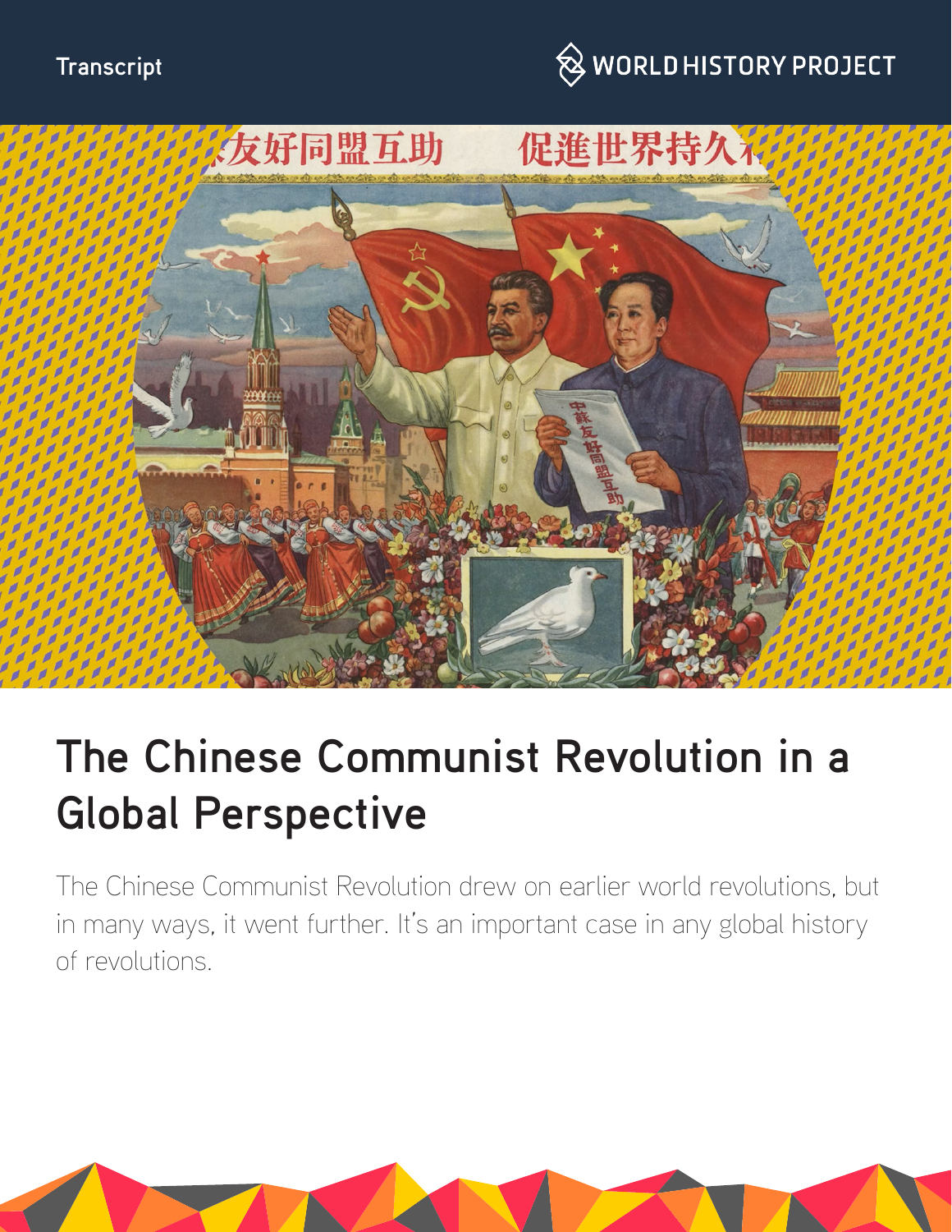Transcript

WORLD HISTORY PROJECT

# The Chinese Communist Revolution in a Global Perspective

The Chinese Communist Revolution drew on earlier world revolutions, but in many ways, it went further. It's an important case in any global history of revolutions.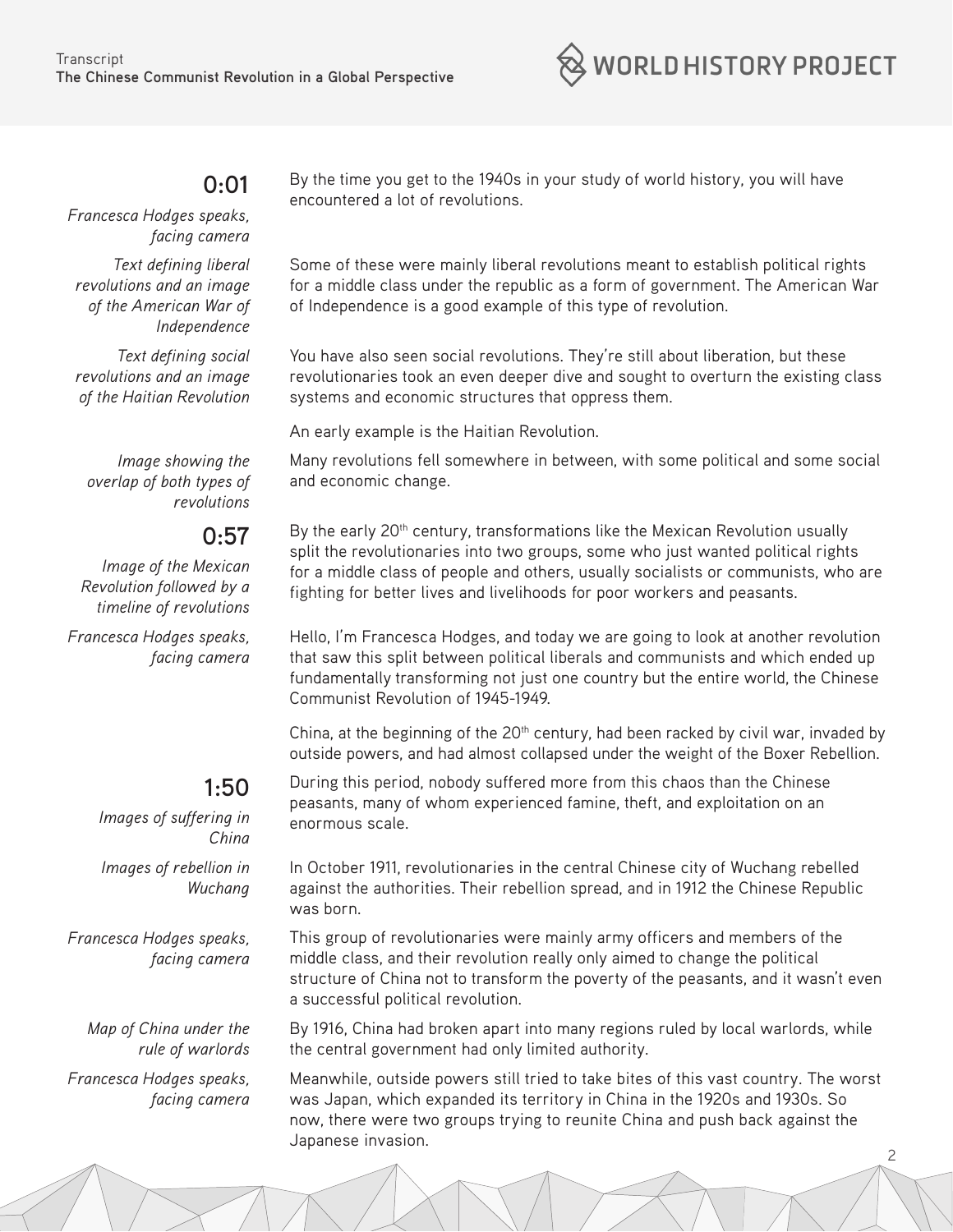**0:01**

*Francesca Hodges speaks, facing camera*

By the time you get to the 1940s in your study of world history, you will have encountered a lot of revolutions.

*Text defining liberal revolutions and an image of the American War of Independence*

Some of these were mainly liberal revolutions meant to establish political rights for a middle class under the republic as a form of government. The American War of Independence is a good example of this type of revolution.

*Text defining social revolutions and an image of the Haitian Revolution*

You have also seen social revolutions. They're still about liberation, but these revolutionaries took an even deeper dive and sought to overturn the existing class systems and economic structures that oppress them.

An early example is the Haitian Revolution.

*Image showing the overlap of both types of revolutions*

Many revolutions fell somewhere in between, with some political and some social and economic change.

**0:57**

*Image of the Mexican Revolution followed by a timeline of revolutions*

By the early 20th century, transformations like the Mexican Revolution usually split the revolutionaries into two groups, some who just wanted political rights for a middle class of people and others, usually socialists or communists, who are fighting for better lives and livelihoods for poor workers and peasants.

*Francesca Hodges speaks, facing camera*

Hello, I'm Francesca Hodges, and today we are going to look at another revolution that saw this split between political liberals and communists and which ended up fundamentally transforming not just one country but the entire world, the Chinese Communist Revolution of 1945-1949.

China, at the beginning of the 20th century, had been racked by civil war, invaded by outside powers, and had almost collapsed under the weight of the Boxer Rebellion.

**1:50**

*Images of suffering in China*

During this period, nobody suffered more from this chaos than the Chinese peasants, many of whom experienced famine, theft, and exploitation on an enormous scale.

*Images of rebellion in Wuchang*

In October 1911, revolutionaries in the central Chinese city of Wuchang rebelled against the authorities. Their rebellion spread, and in 1912 the Chinese Republic was born.

*Francesca Hodges speaks, facing camera*

This group of revolutionaries were mainly army officers and members of the middle class, and their revolution really only aimed to change the political structure of China not to transform the poverty of the peasants, and it wasn't even a successful political revolution.

*Map of China under the rule of warlords*

By 1916, China had broken apart into many regions ruled by local warlords, while the central government had only limited authority.

*Francesca Hodges speaks, facing camera*

Meanwhile, outside powers still tried to take bites of this vast country. The worst was Japan, which expanded its territory in China in the 1920s and 1930s. So now, there were two groups trying to reunite China and push back against the Japanese invasion.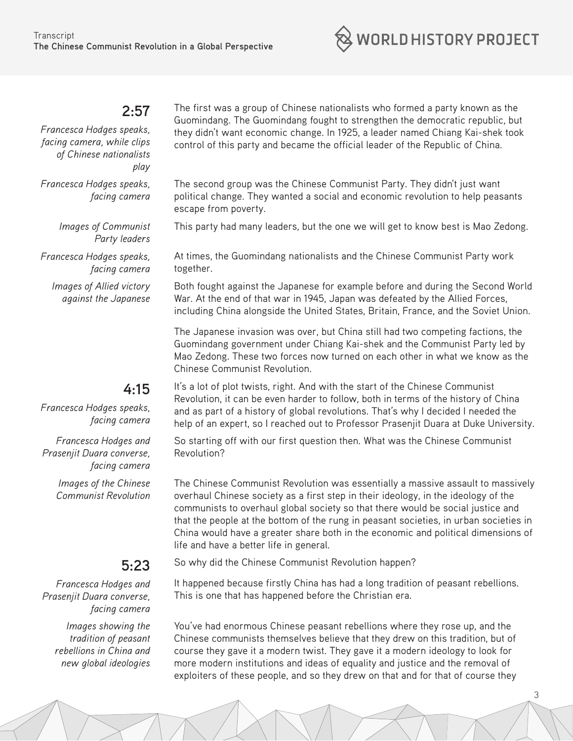**2:57**

*Francesca Hodges speaks, facing camera, while clips of Chinese nationalists play*

The first was a group of Chinese nationalists who formed a party known as the Guomindang. The Guomindang fought to strengthen the democratic republic, but they didn't want economic change. In 1925, a leader named Chiang Kai-shek took control of this party and became the official leader of the Republic of China.

*Francesca Hodges speaks, facing camera*

The second group was the Chinese Communist Party. They didn't just want political change. They wanted a social and economic revolution to help peasants escape from poverty.

*Images of Communist Party leaders*

This party had many leaders, but the one we will get to know best is Mao Zedong.

*Francesca Hodges speaks, facing camera*

At times, the Guomindang nationalists and the Chinese Communist Party work together.

*Images of Allied victory against the Japanese*

Both fought against the Japanese for example before and during the Second World War. At the end of that war in 1945, Japan was defeated by the Allied Forces, including China alongside the United States, Britain, France, and the Soviet Union.

The Japanese invasion was over, but China still had two competing factions, the Guomindang government under Chiang Kai-shek and the Communist Party led by Mao Zedong. These two forces now turned on each other in what we know as the Chinese Communist Revolution.

**4:15**

*Francesca Hodges speaks, facing camera*

It's a lot of plot twists, right. And with the start of the Chinese Communist Revolution, it can be even harder to follow, both in terms of the history of China and as part of a history of global revolutions. That's why I decided I needed the help of an expert, so I reached out to Professor Prasenjit Duara at Duke University.

*Francesca Hodges and Prasenjit Duara converse, facing camera*

So starting off with our first question then. What was the Chinese Communist Revolution?

*Images of the Chinese Communist Revolution*

The Chinese Communist Revolution was essentially a massive assault to massively overhaul Chinese society as a first step in their ideology, in the ideology of the communists to overhaul global society so that there would be social justice and that the people at the bottom of the rung in peasant societies, in urban societies in China would have a greater share both in the economic and political dimensions of life and have a better life in general.

**5:23**

So why did the Chinese Communist Revolution happen?

*Francesca Hodges and Prasenjit Duara converse, facing camera*

It happened because firstly China has had a long tradition of peasant rebellions. This is one that has happened before the Christian era.

*Images showing the tradition of peasant rebellions in China and new global ideologies*

You've had enormous Chinese peasant rebellions where they rose up, and the Chinese communists themselves believe that they drew on this tradition, but of course they gave it a modern twist. They gave it a modern ideology to look for more modern institutions and ideas of equality and justice and the removal of exploiters of these people, and so they drew on that and for that of course they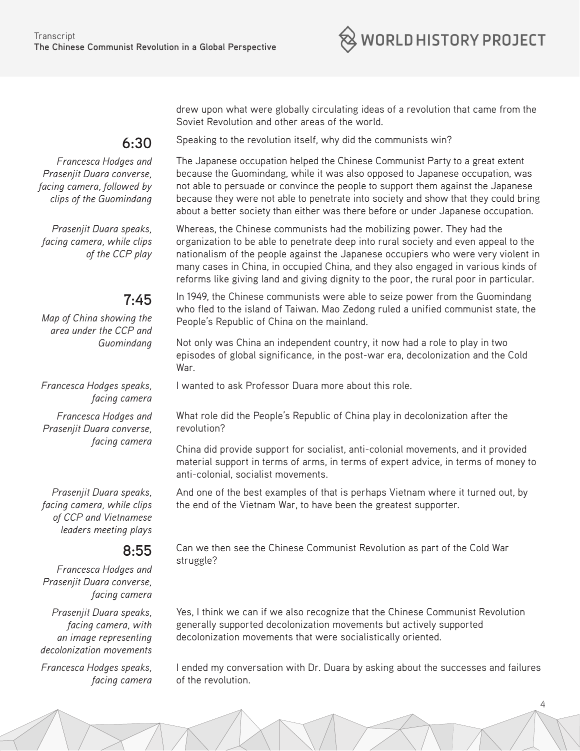drew upon what were globally circulating ideas of a revolution that came from the Soviet Revolution and other areas of the world.

**6:30**

*Francesca Hodges and Prasenjit Duara converse, facing camera, followed by clips of the Guomindang*

Speaking to the revolution itself, why did the communists win?

The Japanese occupation helped the Chinese Communist Party to a great extent because the Guomindang, while it was also opposed to Japanese occupation, was not able to persuade or convince the people to support them against the Japanese because they were not able to penetrate into society and show that they could bring about a better society than either was there before or under Japanese occupation.

*Prasenjit Duara speaks, facing camera, while clips of the CCP play*

Whereas, the Chinese communists had the mobilizing power. They had the organization to be able to penetrate deep into rural society and even appeal to the nationalism of the people against the Japanese occupiers who were very violent in many cases in China, in occupied China, and they also engaged in various kinds of reforms like giving land and giving dignity to the poor, the rural poor in particular.

**7:45**

*Map of China showing the area under the CCP and Guomindang*

In 1949, the Chinese communists were able to seize power from the Guomindang who fled to the island of Taiwan. Mao Zedong ruled a unified communist state, the People's Republic of China on the mainland.

Not only was China an independent country, it now had a role to play in two episodes of global significance, in the post-war era, decolonization and the Cold War.

*Francesca Hodges speaks, facing camera*

I wanted to ask Professor Duara more about this role.

*Francesca Hodges and Prasenjit Duara converse, facing camera*

What role did the People's Republic of China play in decolonization after the revolution?

China did provide support for socialist, anti-colonial movements, and it provided material support in terms of arms, in terms of expert advice, in terms of money to anti-colonial, socialist movements.

*Prasenjit Duara speaks, facing camera, while clips of CCP and Vietnamese leaders meeting plays*

And one of the best examples of that is perhaps Vietnam where it turned out, by the end of the Vietnam War, to have been the greatest supporter.

**8:55**

*Francesca Hodges and Prasenjit Duara converse, facing camera*

Can we then see the Chinese Communist Revolution as part of the Cold War struggle?

*Prasenjit Duara speaks, facing camera, with an image representing decolonization movements*

Yes, I think we can if we also recognize that the Chinese Communist Revolution generally supported decolonization movements but actively supported decolonization movements that were socialistically oriented.

*Francesca Hodges speaks, facing camera*

I ended my conversation with Dr. Duara by asking about the successes and failures of the revolution.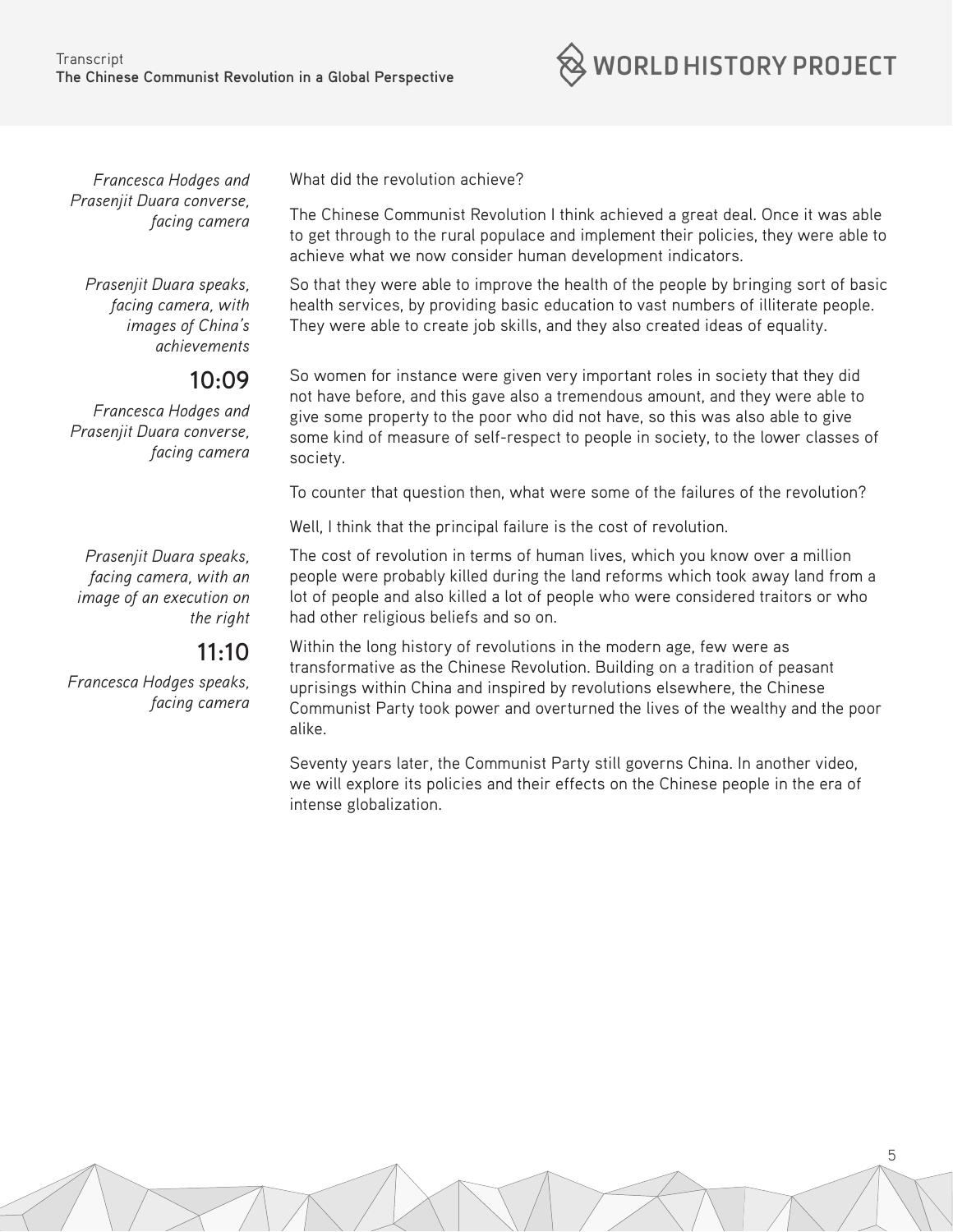*Francesca Hodges and Prasenjit Duara converse, facing camera*

What did the revolution achieve?

The Chinese Communist Revolution I think achieved a great deal. Once it was able to get through to the rural populace and implement their policies, they were able to achieve what we now consider human development indicators.

*Prasenjit Duara speaks, facing camera, with images of China's achievements*

So that they were able to improve the health of the people by bringing sort of basic health services, by providing basic education to vast numbers of illiterate people. They were able to create job skills, and they also created ideas of equality.

**10:09**

*Francesca Hodges and Prasenjit Duara converse, facing camera*

So women for instance were given very important roles in society that they did not have before, and this gave also a tremendous amount, and they were able to give some property to the poor who did not have, so this was also able to give some kind of measure of self-respect to people in society, to the lower classes of society.

To counter that question then, what were some of the failures of the revolution?

Well, I think that the principal failure is the cost of revolution.

*Prasenjit Duara speaks, facing camera, with an image of an execution on the right*

The cost of revolution in terms of human lives, which you know over a million people were probably killed during the land reforms which took away land from a lot of people and also killed a lot of people who were considered traitors or who had other religious beliefs and so on.

**11:10**

*Francesca Hodges speaks, facing camera*

Within the long history of revolutions in the modern age, few were as transformative as the Chinese Revolution. Building on a tradition of peasant uprisings within China and inspired by revolutions elsewhere, the Chinese Communist Party took power and overturned the lives of the wealthy and the poor alike.

Seventy years later, the Communist Party still governs China. In another video, we will explore its policies and their effects on the Chinese people in the era of intense globalization.